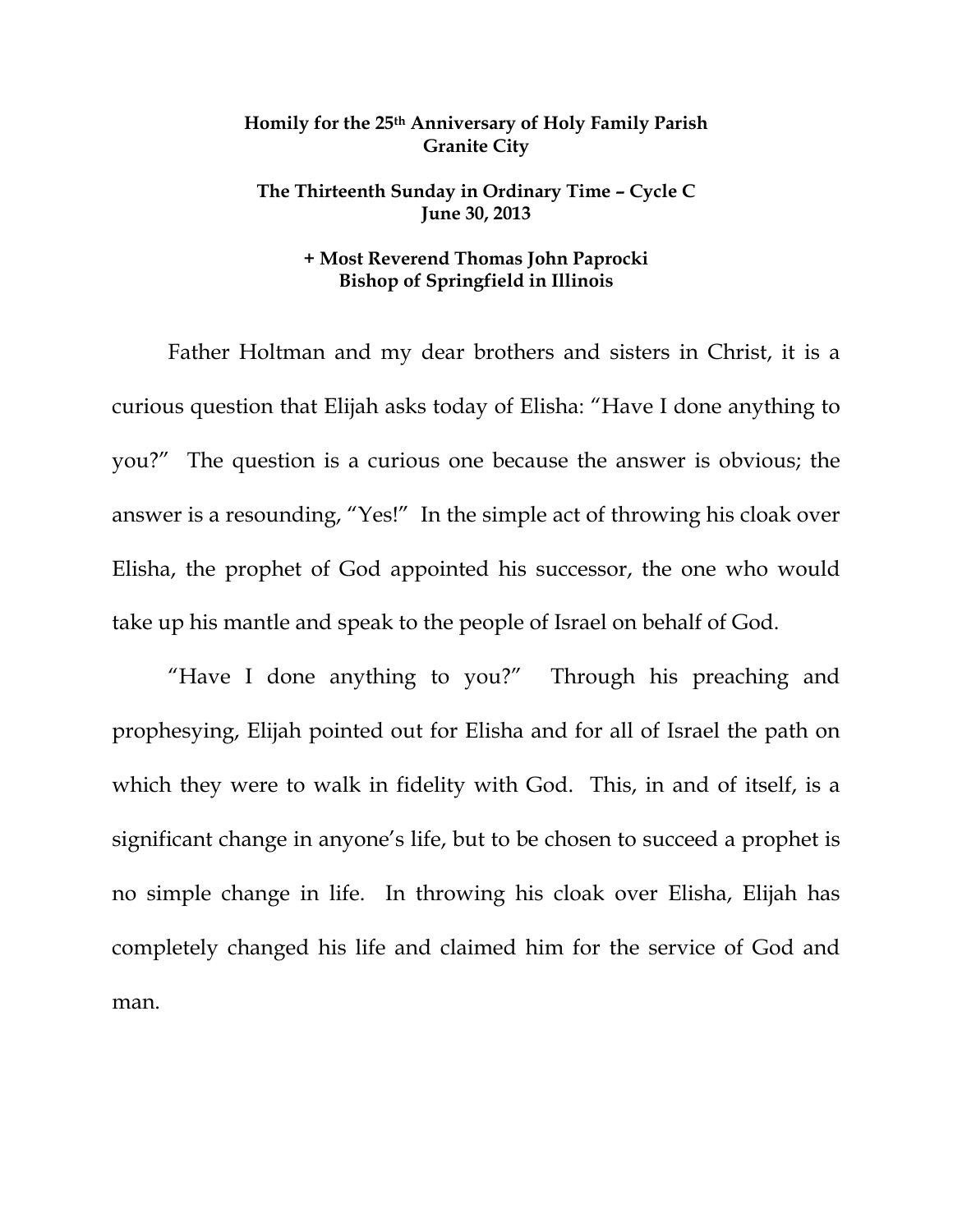**Homily for the 25th Anniversary of Holy Family Parish**
**Granite City**

**The Thirteenth Sunday in Ordinary Time – Cycle C**
**June 30, 2013**

**+ Most Reverend Thomas John Paprocki**
**Bishop of Springfield in Illinois**

Father Holtman and my dear brothers and sisters in Christ, it is a curious question that Elijah asks today of Elisha: "Have I done anything to you?" The question is a curious one because the answer is obvious; the answer is a resounding, "Yes!" In the simple act of throwing his cloak over Elisha, the prophet of God appointed his successor, the one who would take up his mantle and speak to the people of Israel on behalf of God.

"Have I done anything to you?" Through his preaching and prophesying, Elijah pointed out for Elisha and for all of Israel the path on which they were to walk in fidelity with God. This, in and of itself, is a significant change in anyone's life, but to be chosen to succeed a prophet is no simple change in life. In throwing his cloak over Elisha, Elijah has completely changed his life and claimed him for the service of God and man.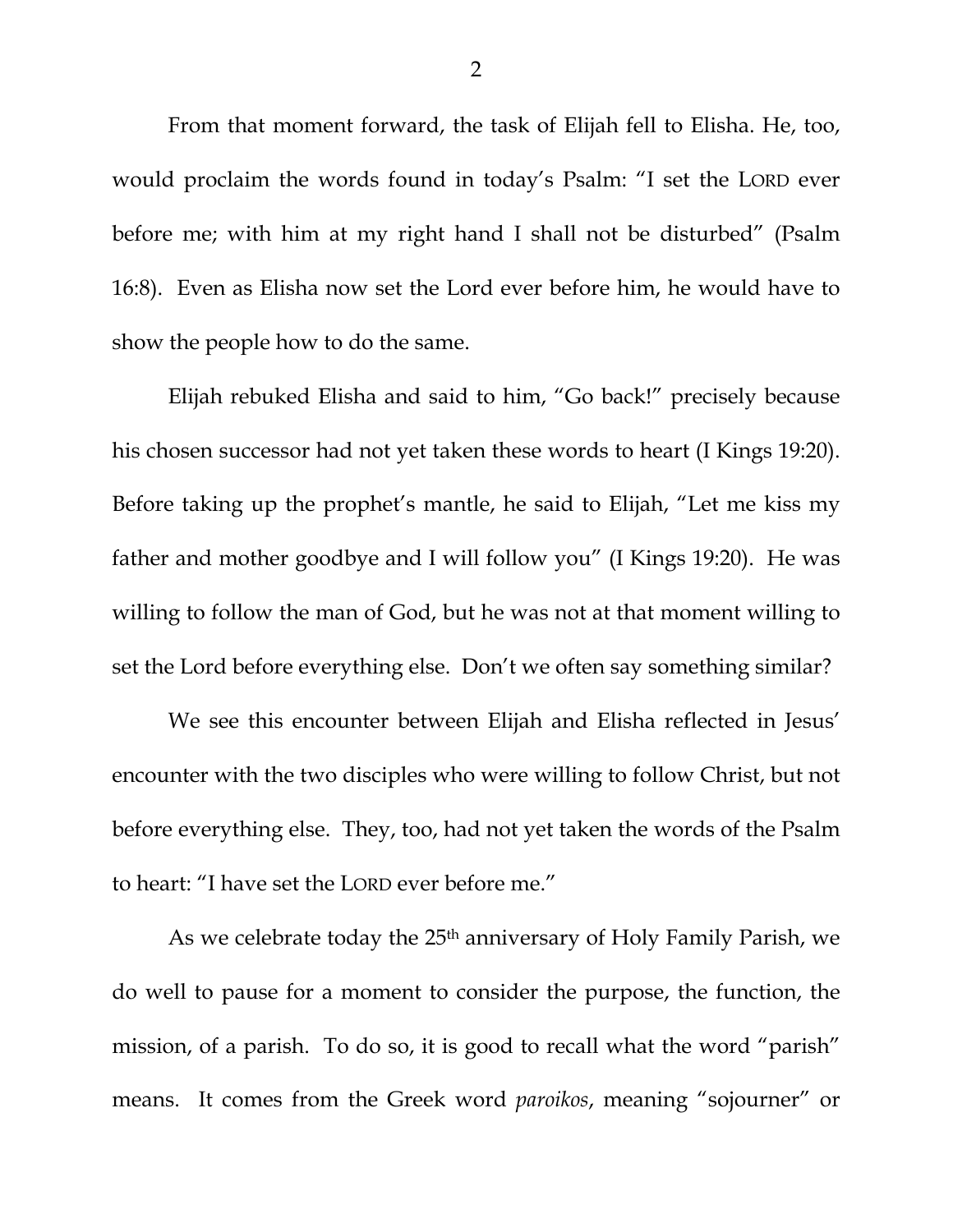From that moment forward, the task of Elijah fell to Elisha. He, too, would proclaim the words found in today's Psalm: "I set the LORD ever before me; with him at my right hand I shall not be disturbed" (Psalm 16:8). Even as Elisha now set the Lord ever before him, he would have to show the people how to do the same.

Elijah rebuked Elisha and said to him, "Go back!" precisely because his chosen successor had not yet taken these words to heart (I Kings 19:20). Before taking up the prophet's mantle, he said to Elijah, "Let me kiss my father and mother goodbye and I will follow you" (I Kings 19:20). He was willing to follow the man of God, but he was not at that moment willing to set the Lord before everything else. Don't we often say something similar?

We see this encounter between Elijah and Elisha reflected in Jesus' encounter with the two disciples who were willing to follow Christ, but not before everything else. They, too, had not yet taken the words of the Psalm to heart: "I have set the LORD ever before me."

As we celebrate today the 25th anniversary of Holy Family Parish, we do well to pause for a moment to consider the purpose, the function, the mission, of a parish. To do so, it is good to recall what the word "parish" means. It comes from the Greek word *paroikos*, meaning "sojourner" or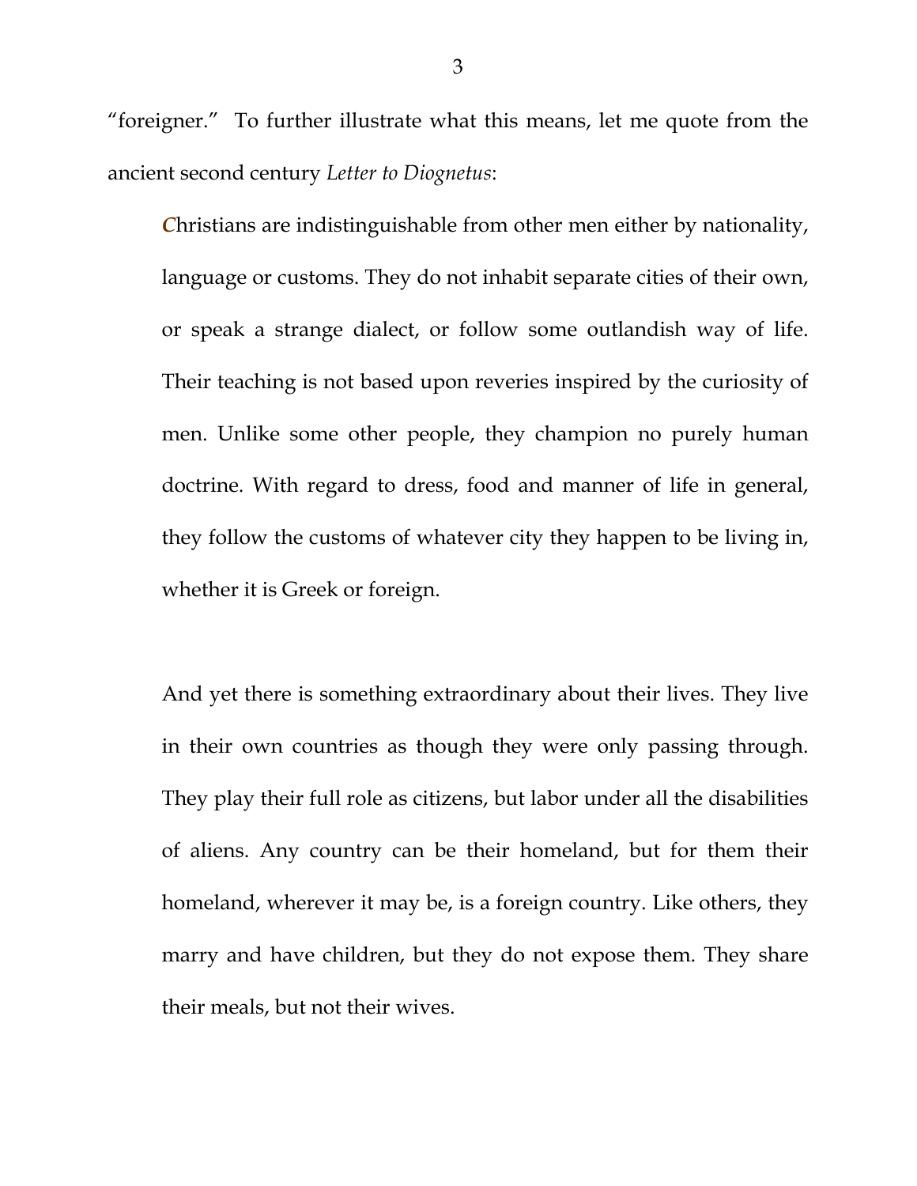"foreigner." To further illustrate what this means, let me quote from the ancient second century *Letter to Diognetus*:

> ***C***hristians are indistinguishable from other men either by nationality, language or customs. They do not inhabit separate cities of their own, or speak a strange dialect, or follow some outlandish way of life. Their teaching is not based upon reveries inspired by the curiosity of men. Unlike some other people, they champion no purely human doctrine. With regard to dress, food and manner of life in general, they follow the customs of whatever city they happen to be living in, whether it is Greek or foreign.
>
> And yet there is something extraordinary about their lives. They live in their own countries as though they were only passing through. They play their full role as citizens, but labor under all the disabilities of aliens. Any country can be their homeland, but for them their homeland, wherever it may be, is a foreign country. Like others, they marry and have children, but they do not expose them. They share their meals, but not their wives.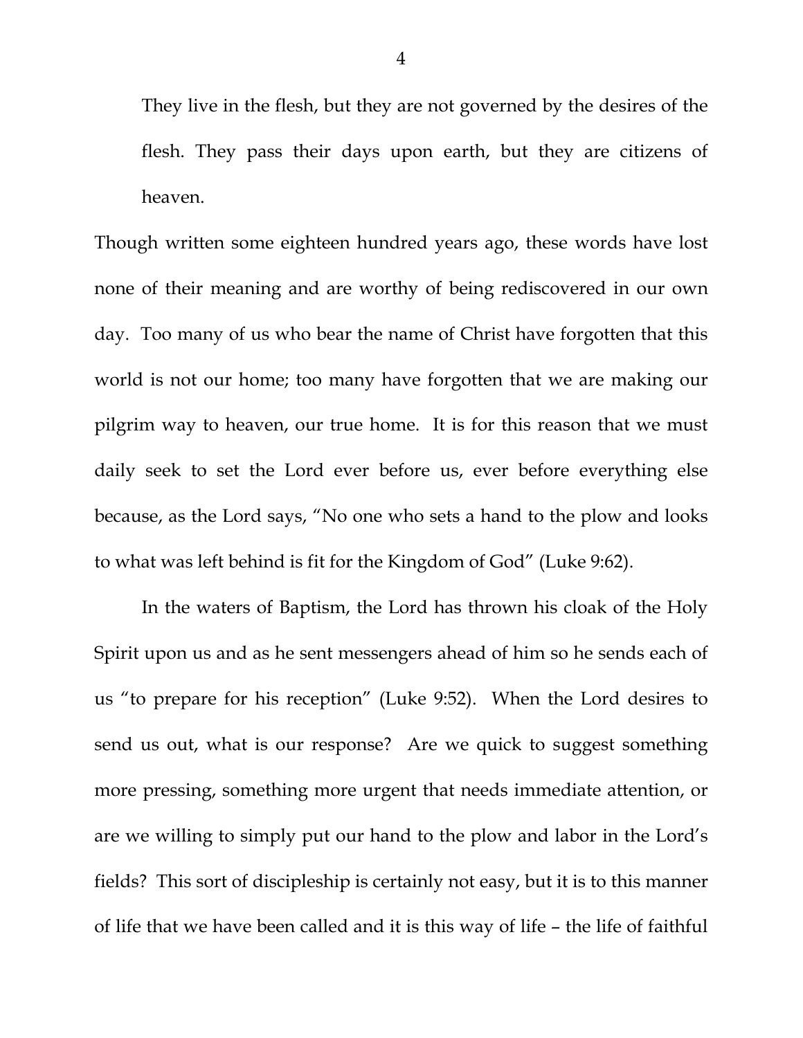> They live in the flesh, but they are not governed by the desires of the flesh. They pass their days upon earth, but they are citizens of heaven.

Though written some eighteen hundred years ago, these words have lost none of their meaning and are worthy of being rediscovered in our own day. Too many of us who bear the name of Christ have forgotten that this world is not our home; too many have forgotten that we are making our pilgrim way to heaven, our true home. It is for this reason that we must daily seek to set the Lord ever before us, ever before everything else because, as the Lord says, "No one who sets a hand to the plow and looks to what was left behind is fit for the Kingdom of God" (Luke 9:62).

In the waters of Baptism, the Lord has thrown his cloak of the Holy Spirit upon us and as he sent messengers ahead of him so he sends each of us "to prepare for his reception" (Luke 9:52). When the Lord desires to send us out, what is our response? Are we quick to suggest something more pressing, something more urgent that needs immediate attention, or are we willing to simply put our hand to the plow and labor in the Lord's fields? This sort of discipleship is certainly not easy, but it is to this manner of life that we have been called and it is this way of life – the life of faithful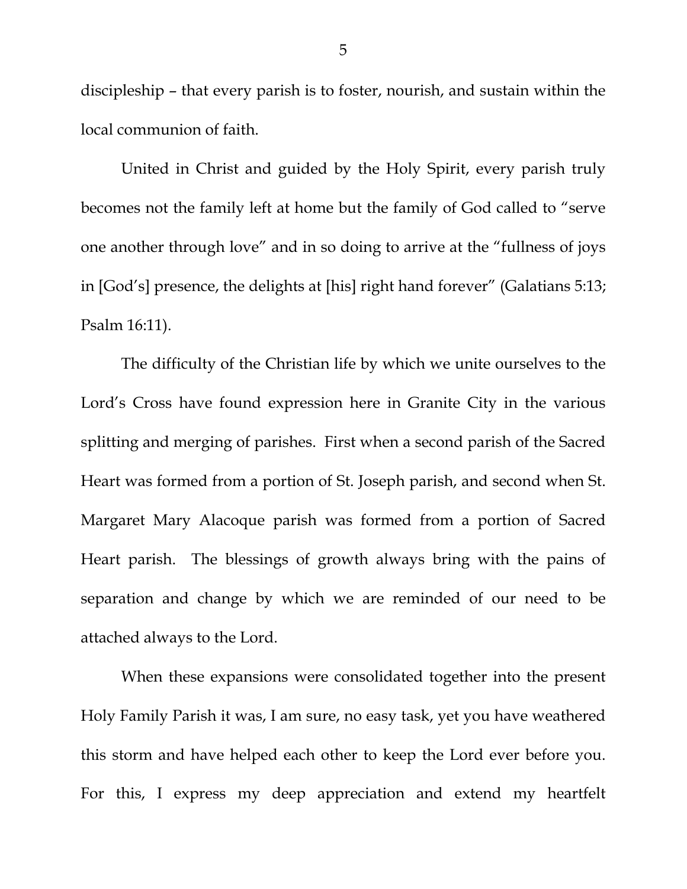discipleship – that every parish is to foster, nourish, and sustain within the local communion of faith.

United in Christ and guided by the Holy Spirit, every parish truly becomes not the family left at home but the family of God called to "serve one another through love" and in so doing to arrive at the "fullness of joys in [God's] presence, the delights at [his] right hand forever" (Galatians 5:13; Psalm 16:11).

The difficulty of the Christian life by which we unite ourselves to the Lord's Cross have found expression here in Granite City in the various splitting and merging of parishes. First when a second parish of the Sacred Heart was formed from a portion of St. Joseph parish, and second when St. Margaret Mary Alacoque parish was formed from a portion of Sacred Heart parish. The blessings of growth always bring with the pains of separation and change by which we are reminded of our need to be attached always to the Lord.

When these expansions were consolidated together into the present Holy Family Parish it was, I am sure, no easy task, yet you have weathered this storm and have helped each other to keep the Lord ever before you. For this, I express my deep appreciation and extend my heartfelt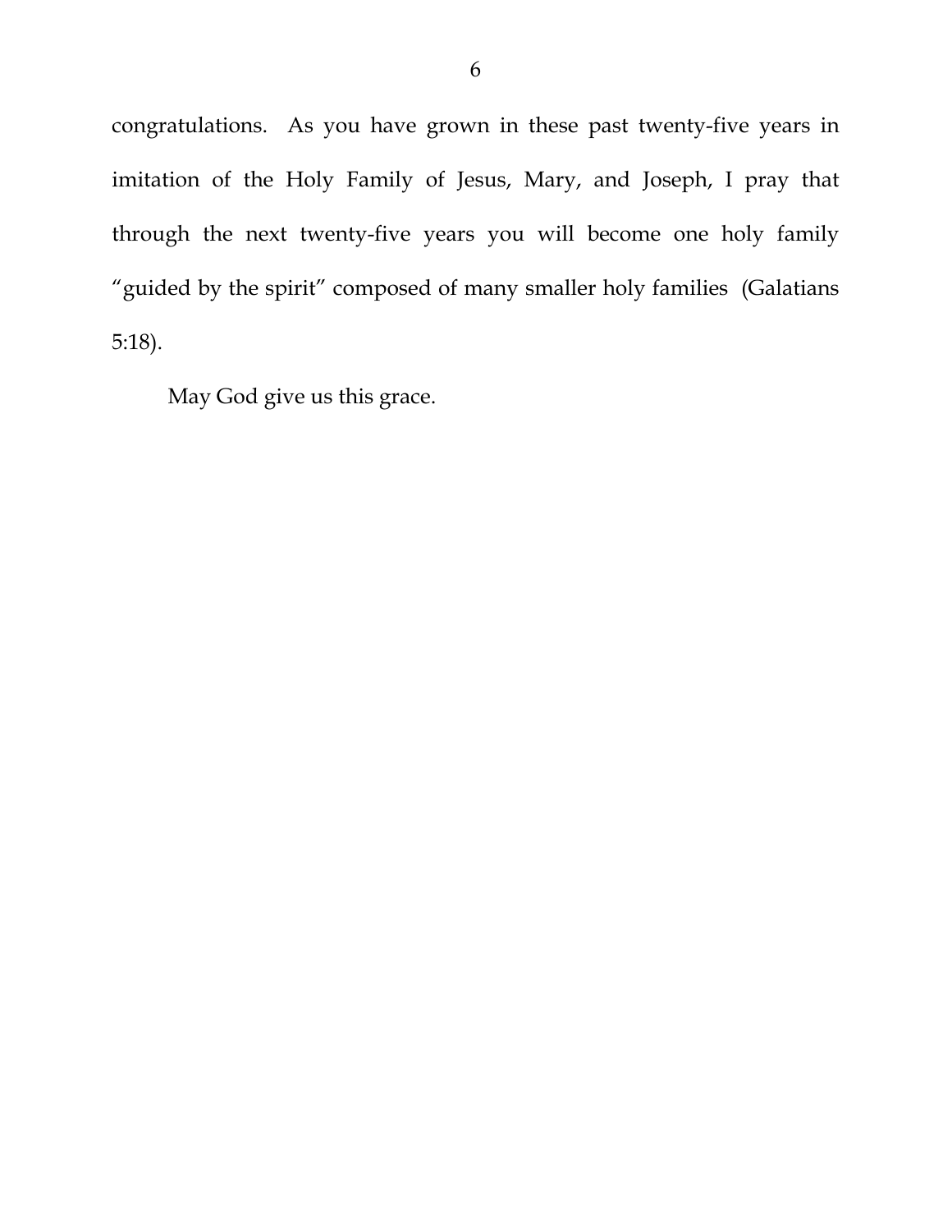congratulations. As you have grown in these past twenty-five years in imitation of the Holy Family of Jesus, Mary, and Joseph, I pray that through the next twenty-five years you will become one holy family "guided by the spirit" composed of many smaller holy families (Galatians 5:18).

May God give us this grace.